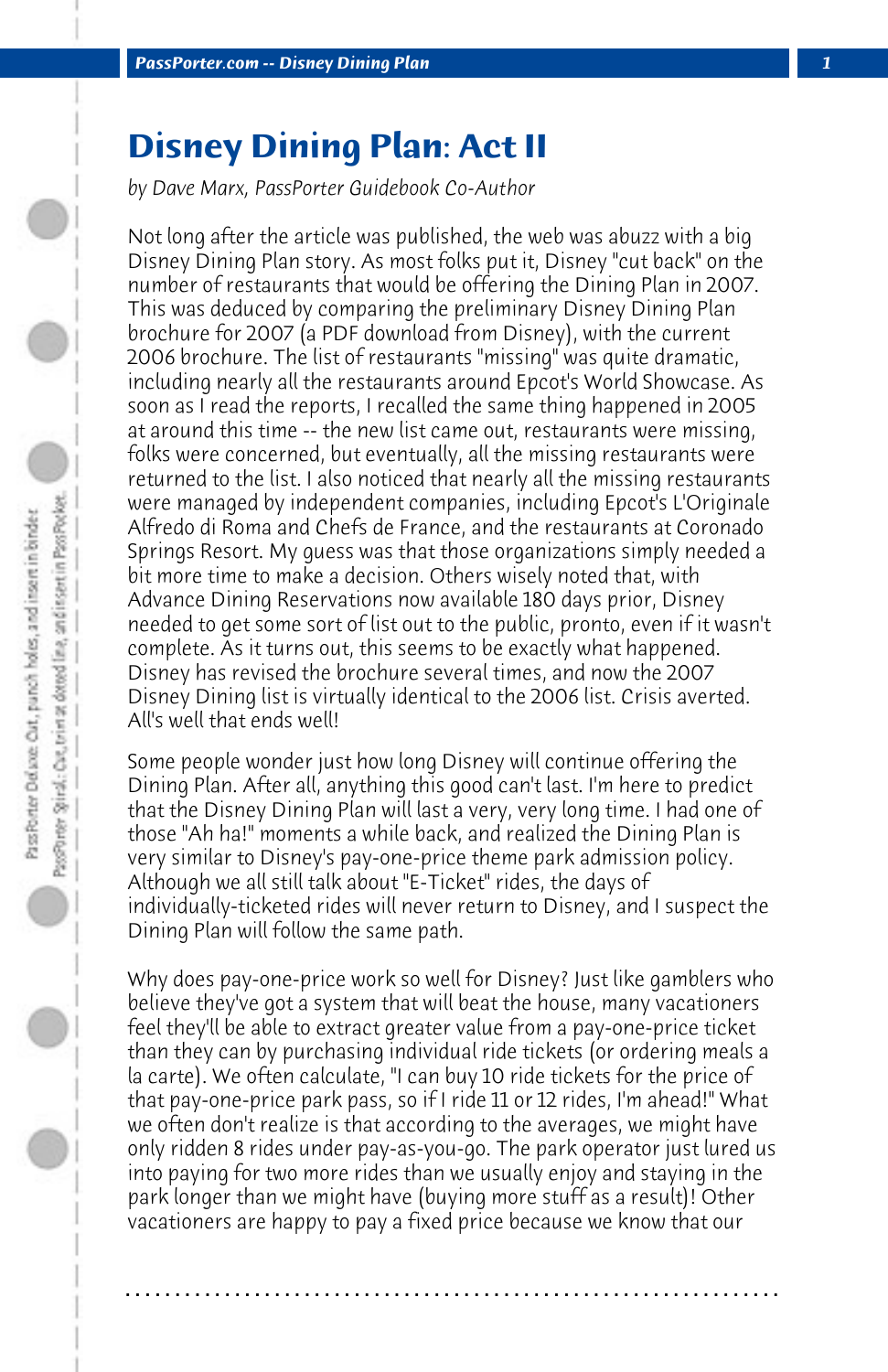# Disney Dining Plan: Act II

*by Dave Marx, PassPorter Guidebook Co-Author*

Not long after the article was published, the web was abuzz with a big Disney Dining Plan story. As most folks put it, Disney "cut back" on the number of restaurants that would be offering the Dining Plan in 2007. This was deduced by comparing the preliminary Disney Dining Plan brochure for 2007 (a PDF download from Disney), with the current 2006 brochure. The list of restaurants "missing" was quite dramatic, including nearly all the restaurants around Epcot's World Showcase. As soon as I read the reports, I recalled the same thing happened in 2005 at around this time -- the new list came out, restaurants were missing, folks were concerned, but eventually, all the missing restaurants were returned to the list. I also noticed that nearly all the missing restaurants were managed by independent companies, including Epcot's L'Originale Alfredo di Roma and Chefs de France, and the restaurants at Coronado Springs Resort. My guess was that those organizations simply needed a bit more time to make a decision. Others wisely noted that, with Advance Dining Reservations now available 180 days prior, Disney needed to get some sort of list out to the public, pronto, even if it wasn't complete. As it turns out, this seems to be exactly what happened. Disney has revised the brochure several times, and now the 2007 Disney Dining list is virtually identical to the 2006 list. Crisis averted. All's well that ends well!

Some people wonder just how long Disney will continue offering the Dining Plan. After all, anything this good can't last. I'm here to predict that the Disney Dining Plan will last a very, very long time. I had one of those "Ah ha!" moments a while back, and realized the Dining Plan is very similar to Disney's pay-one-price theme park admission policy. Although we all still talk about "E-Ticket" rides, the days of individually-ticketed rides will never return to Disney, and I suspect the Dining Plan will follow the same path.

Why does pay-one-price work so well for Disney? Just like gamblers who believe they've got a system that will beat the house, many vacationers feel they'll be able to extract greater value from a pay-one-price ticket than they can by purchasing individual ride tickets (or ordering meals a la carte). We often calculate, "I can buy 10 ride tickets for the price of that pay-one-price park pass, so if I ride 11 or 12 rides, I'm ahead!" What we often don't realize is that according to the averages, we might have only ridden 8 rides under pay-as-you-go. The park operator just lured us into paying for two more rides than we usually enjoy and staying in the park longer than we might have (buying more stuff as a result)! Other vacationers are happy to pay a fixed price because we know that our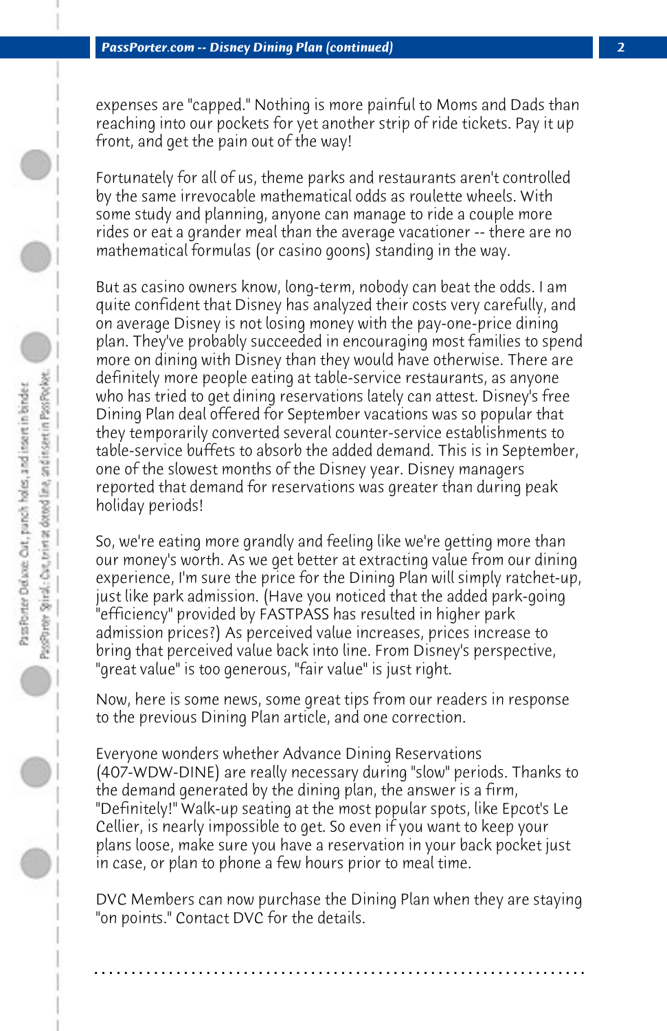expenses are "capped." Nothing is more painful to Moms and Dads than reaching into our pockets for yet another strip of ride tickets. Pay it up front, and get the pain out of the way!

Fortunately for all of us, theme parks and restaurants aren't controlled by the same irrevocable mathematical odds as roulette wheels. With some study and planning, anyone can manage to ride a couple more rides or eat a grander meal than the average vacationer -- there are no mathematical formulas (or casino goons) standing in the way.

But as casino owners know, long-term, nobody can beat the odds. I am quite confident that Disney has analyzed their costs very carefully, and on average Disney is not losing money with the pay-one-price dining plan. They've probably succeeded in encouraging most families to spend more on dining with Disney than they would have otherwise. There are definitely more people eating at table-service restaurants, as anyone who has tried to get dining reservations lately can attest. Disney's free Dining Plan deal offered for September vacations was so popular that they temporarily converted several counter-service establishments to table-service buffets to absorb the added demand. This is in September, one of the slowest months of the Disney year. Disney managers reported that demand for reservations was greater than during peak holiday periods!

So, we're eating more grandly and feeling like we're getting more than our money's worth. As we get better at extracting value from our dining experience, I'm sure the price for the Dining Plan will simply ratchet-up, just like park admission. (Have you noticed that the added park-going "efficiency" provided by FASTPASS has resulted in higher park admission prices?) As perceived value increases, prices increase to bring that perceived value back into line. From Disney's perspective, "great value" is too generous, "fair value" is just right.

Now, here is some news, some great tips from our readers in response to the previous Dining Plan article, and one correction.

Everyone wonders whether Advance Dining Reservations (407-WDW-DINE) are really necessary during "slow" periods. Thanks to the demand generated by the dining plan, the answer is a firm, "Definitely!" Walk-up seating at the most popular spots, like Epcot's Le Cellier, is nearly impossible to get. So even if you want to keep your plans loose, make sure you have a reservation in your back pocket just in case, or plan to phone a few hours prior to meal time.

DVC Members can now purchase the Dining Plan when they are staying "on points." Contact DVC for the details.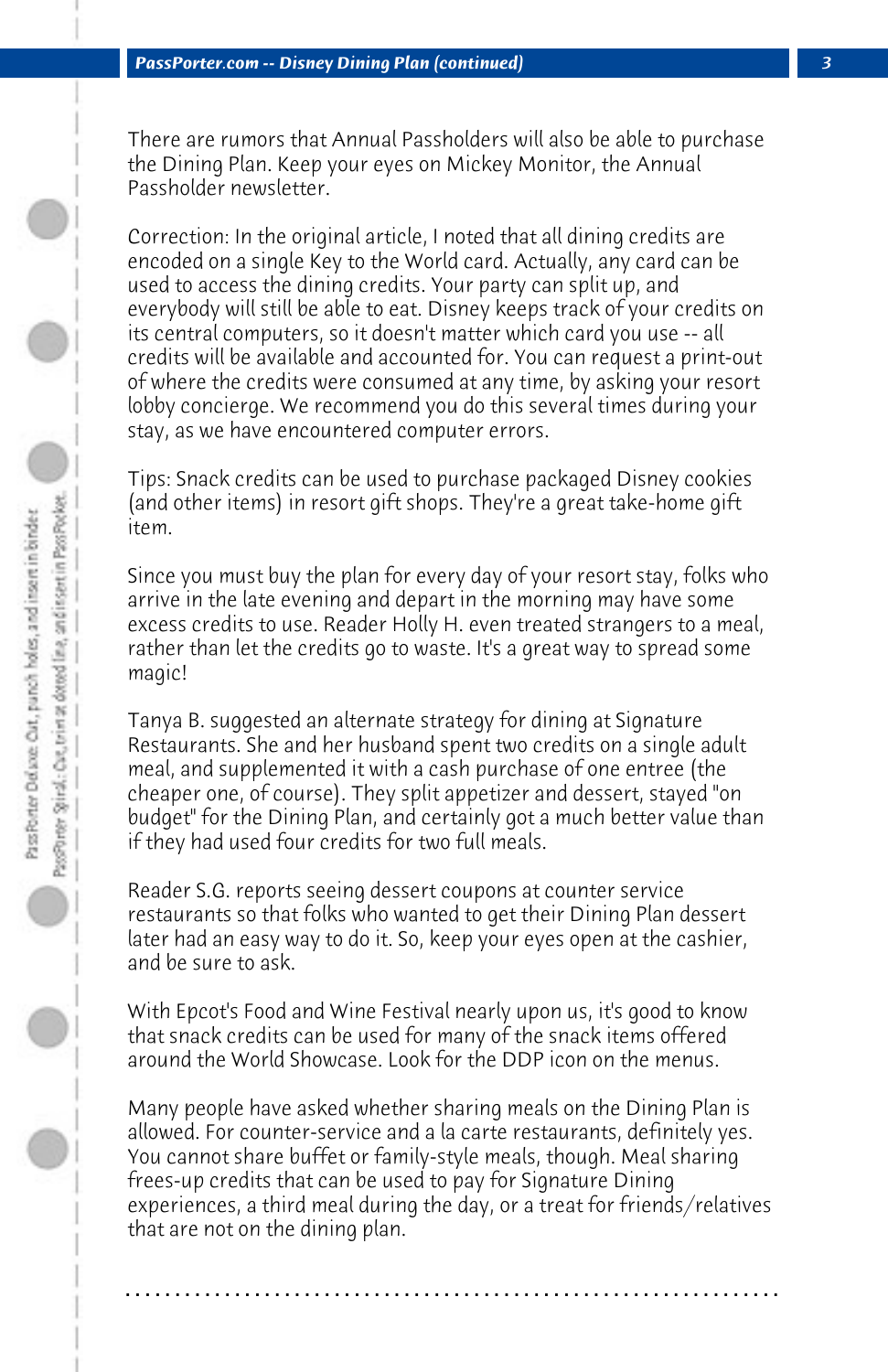There are rumors that Annual Passholders will also be able to purchase the Dining Plan. Keep your eyes on Mickey Monitor, the Annual Passholder newsletter.

Correction: In the original article, I noted that all dining credits are encoded on a single Key to the World card. Actually, any card can be used to access the dining credits. Your party can split up, and everybody will still be able to eat. Disney keeps track of your credits on its central computers, so it doesn't matter which card you use -- all credits will be available and accounted for. You can request a print-out of where the credits were consumed at any time, by asking your resort lobby concierge. We recommend you do this several times during your stay, as we have encountered computer errors.

Tips: Snack credits can be used to purchase packaged Disney cookies (and other items) in resort gift shops. They're a great take-home gift item.

Since you must buy the plan for every day of your resort stay, folks who arrive in the late evening and depart in the morning may have some excess credits to use. Reader Holly H. even treated strangers to a meal, rather than let the credits go to waste. It's a great way to spread some magic!

Tanya B. suggested an alternate strategy for dining at Signature Restaurants. She and her husband spent two credits on a single adult meal, and supplemented it with a cash purchase of one entree (the cheaper one, of course). They split appetizer and dessert, stayed "on budget" for the Dining Plan, and certainly got a much better value than if they had used four credits for two full meals.

Reader S.G. reports seeing dessert coupons at counter service restaurants so that folks who wanted to get their Dining Plan dessert later had an easy way to do it. So, keep your eyes open at the cashier, and be sure to ask.

With Epcot's Food and Wine Festival nearly upon us, it's good to know that snack credits can be used for many of the snack items offered around the World Showcase. Look for the DDP icon on the menus.

Many people have asked whether sharing meals on the Dining Plan is allowed. For counter-service and a la carte restaurants, definitely yes. You cannot share buffet or family-style meals, though. Meal sharing frees-up credits that can be used to pay for Signature Dining experiences, a third meal during the day, or a treat for friends/relatives that are not on the dining plan.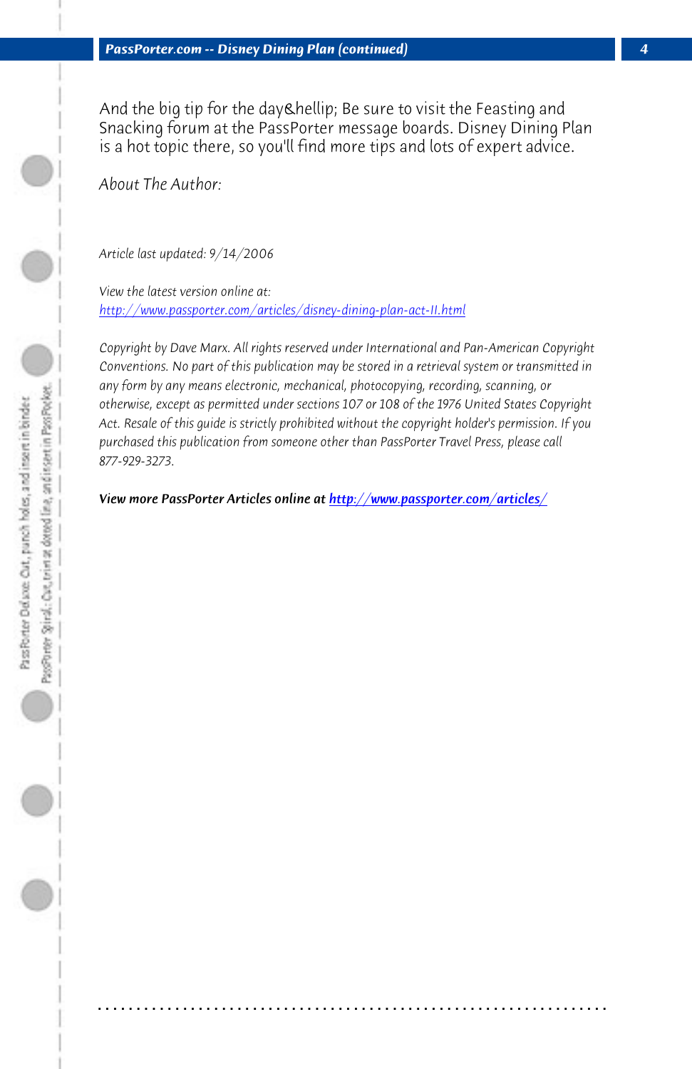And the big tip for the day&hellip; Be sure to visit the Feasting and Snacking forum at the PassPorter message boards. Disney Dining Plan is a hot topic there, so you'll find more tips and lots of expert advice.

*About The Author:*

*Article last updated: 9/14/2006*

*View the latest version online at:*
*http://www.passporter.com/articles/disney-dining-plan-act-II.html*

*Copyright by Dave Marx. All rights reserved under International and Pan-American Copyright Conventions. No part of this publication may be stored in a retrieval system or transmitted in any form by any means electronic, mechanical, photocopying, recording, scanning, or otherwise, except as permitted under sections 107 or 108 of the 1976 United States Copyright Act. Resale of this guide is strictly prohibited without the copyright holder's permission. If you purchased this publication from someone other than PassPorter Travel Press, please call 877-929-3273.*

***View more PassPorter Articles online at http://www.passporter.com/articles/***